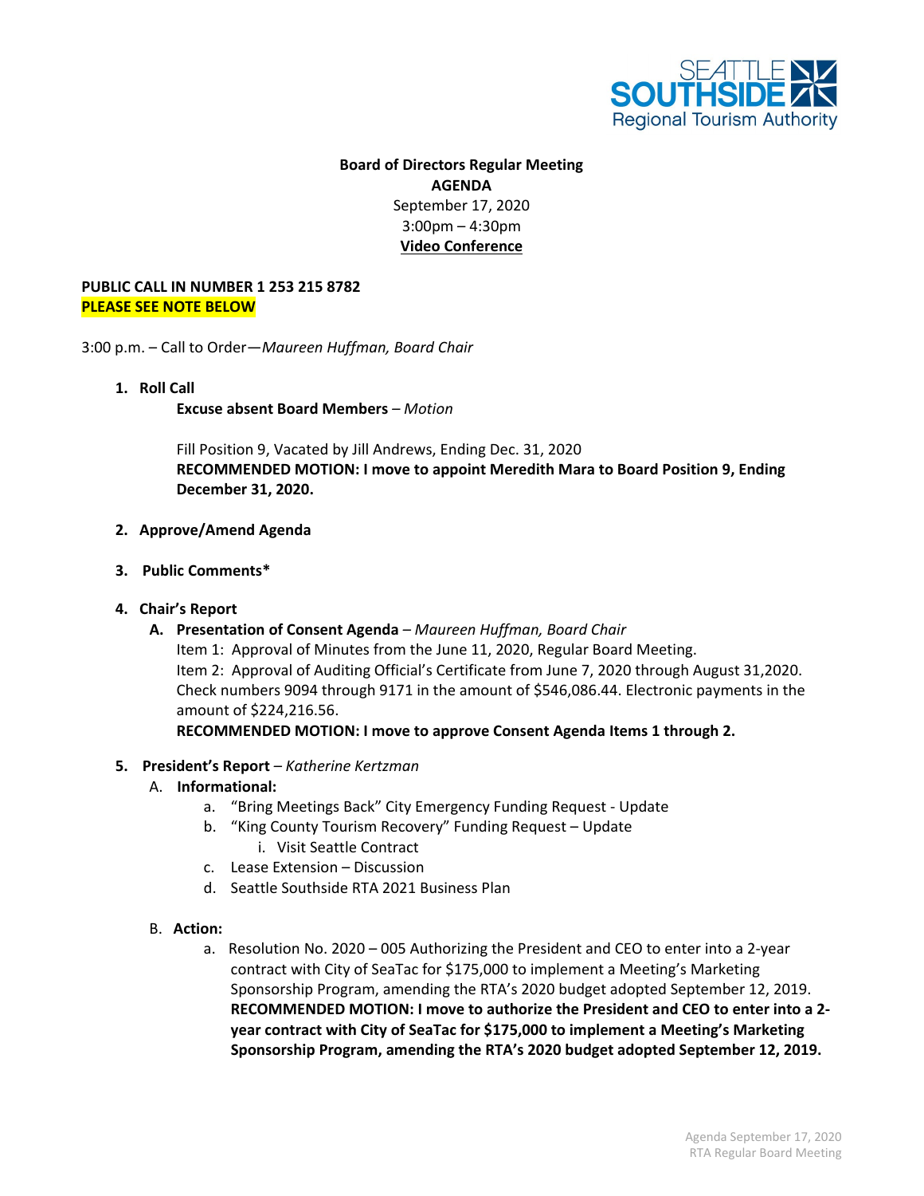**Board of Directors Regular Meeting**
**AGENDA**
September 17, 2020
3:00pm – 4:30pm
**Video Conference**

**PUBLIC CALL IN NUMBER 1 253 215 8782**
**PLEASE SEE NOTE BELOW**

3:00 p.m. – Call to Order—*Maureen Huffman, Board Chair*

1. **Roll Call**

   **Excuse absent Board Members** – *Motion*

   Fill Position 9, Vacated by Jill Andrews, Ending Dec. 31, 2020
   **RECOMMENDED MOTION: I move to appoint Meredith Mara to Board Position 9, Ending December 31, 2020.**

2. **Approve/Amend Agenda**

3. **Public Comments***

4. **Chair's Report**
   - **A. Presentation of Consent Agenda** – *Maureen Huffman, Board Chair*
     Item 1: Approval of Minutes from the June 11, 2020, Regular Board Meeting.
     Item 2: Approval of Auditing Official's Certificate from June 7, 2020 through August 31,2020. Check numbers 9094 through 9171 in the amount of $546,086.44. Electronic payments in the amount of $224,216.56.
     **RECOMMENDED MOTION: I move to approve Consent Agenda Items 1 through 2.**

5. **President's Report** – *Katherine Kertzman*
   - A. **Informational:**
     - a. "Bring Meetings Back" City Emergency Funding Request - Update
     - b. "King County Tourism Recovery" Funding Request – Update
       - i. Visit Seattle Contract
     - c. Lease Extension – Discussion
     - d. Seattle Southside RTA 2021 Business Plan
   - B. **Action:**
     - a. Resolution No. 2020 – 005 Authorizing the President and CEO to enter into a 2-year contract with City of SeaTac for $175,000 to implement a Meeting's Marketing Sponsorship Program, amending the RTA's 2020 budget adopted September 12, 2019.
       **RECOMMENDED MOTION: I move to authorize the President and CEO to enter into a 2-year contract with City of SeaTac for $175,000 to implement a Meeting's Marketing Sponsorship Program, amending the RTA's 2020 budget adopted September 12, 2019.**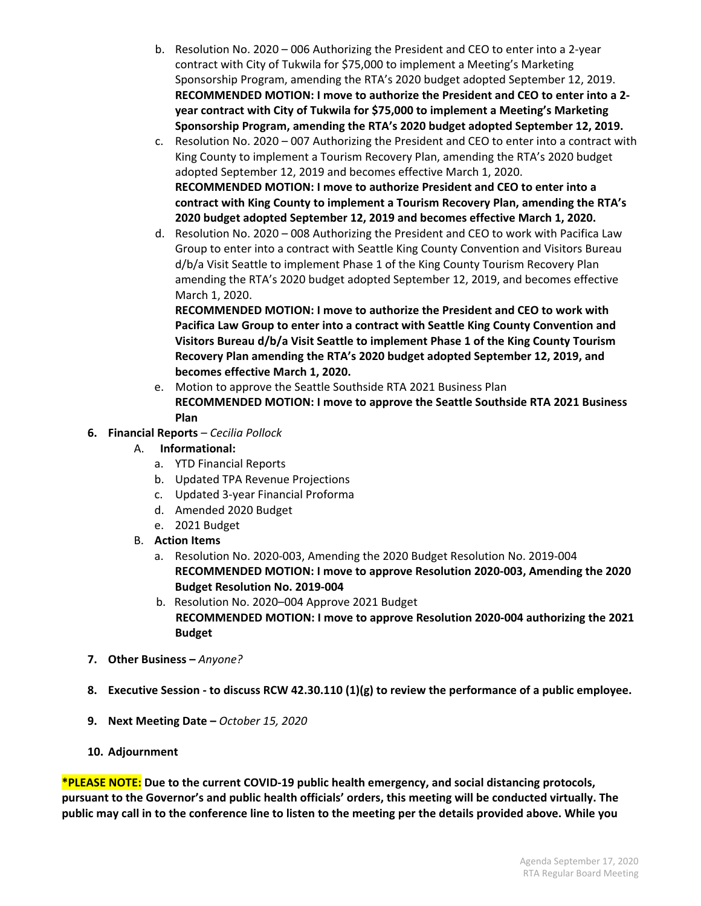b. Resolution No. 2020 – 006 Authorizing the President and CEO to enter into a 2-year contract with City of Tukwila for $75,000 to implement a Meeting's Marketing Sponsorship Program, amending the RTA's 2020 budget adopted September 12, 2019.
      **RECOMMENDED MOTION: I move to authorize the President and CEO to enter into a 2-year contract with City of Tukwila for $75,000 to implement a Meeting's Marketing Sponsorship Program, amending the RTA's 2020 budget adopted September 12, 2019.**
   c. Resolution No. 2020 – 007 Authorizing the President and CEO to enter into a contract with King County to implement a Tourism Recovery Plan, amending the RTA's 2020 budget adopted September 12, 2019 and becomes effective March 1, 2020.
      **RECOMMENDED MOTION: I move to authorize President and CEO to enter into a contract with King County to implement a Tourism Recovery Plan, amending the RTA's 2020 budget adopted September 12, 2019 and becomes effective March 1, 2020.**
   d. Resolution No. 2020 – 008 Authorizing the President and CEO to work with Pacifica Law Group to enter into a contract with Seattle King County Convention and Visitors Bureau d/b/a Visit Seattle to implement Phase 1 of the King County Tourism Recovery Plan amending the RTA's 2020 budget adopted September 12, 2019, and becomes effective March 1, 2020.
      **RECOMMENDED MOTION: I move to authorize the President and CEO to work with Pacifica Law Group to enter into a contract with Seattle King County Convention and Visitors Bureau d/b/a Visit Seattle to implement Phase 1 of the King County Tourism Recovery Plan amending the RTA's 2020 budget adopted September 12, 2019, and becomes effective March 1, 2020.**
   e. Motion to approve the Seattle Southside RTA 2021 Business Plan
      **RECOMMENDED MOTION: I move to approve the Seattle Southside RTA 2021 Business Plan**

6. **Financial Reports** – *Cecilia Pollock*
   A. **Informational:**
      a. YTD Financial Reports
      b. Updated TPA Revenue Projections
      c. Updated 3-year Financial Proforma
      d. Amended 2020 Budget
      e. 2021 Budget
   B. **Action Items**
      a. Resolution No. 2020-003, Amending the 2020 Budget Resolution No. 2019-004
         **RECOMMENDED MOTION: I move to approve Resolution 2020-003, Amending the 2020 Budget Resolution No. 2019-004**
      b. Resolution No. 2020–004 Approve 2021 Budget
         **RECOMMENDED MOTION: I move to approve Resolution 2020-004 authorizing the 2021 Budget**

7. **Other Business –** *Anyone?*

8. **Executive Session - to discuss RCW 42.30.110 (1)(g) to review the performance of a public employee.**

9. **Next Meeting Date –** *October 15, 2020*

10. **Adjournment**

**\*PLEASE NOTE: Due to the current COVID-19 public health emergency, and social distancing protocols, pursuant to the Governor's and public health officials' orders, this meeting will be conducted virtually. The public may call in to the conference line to listen to the meeting per the details provided above. While you**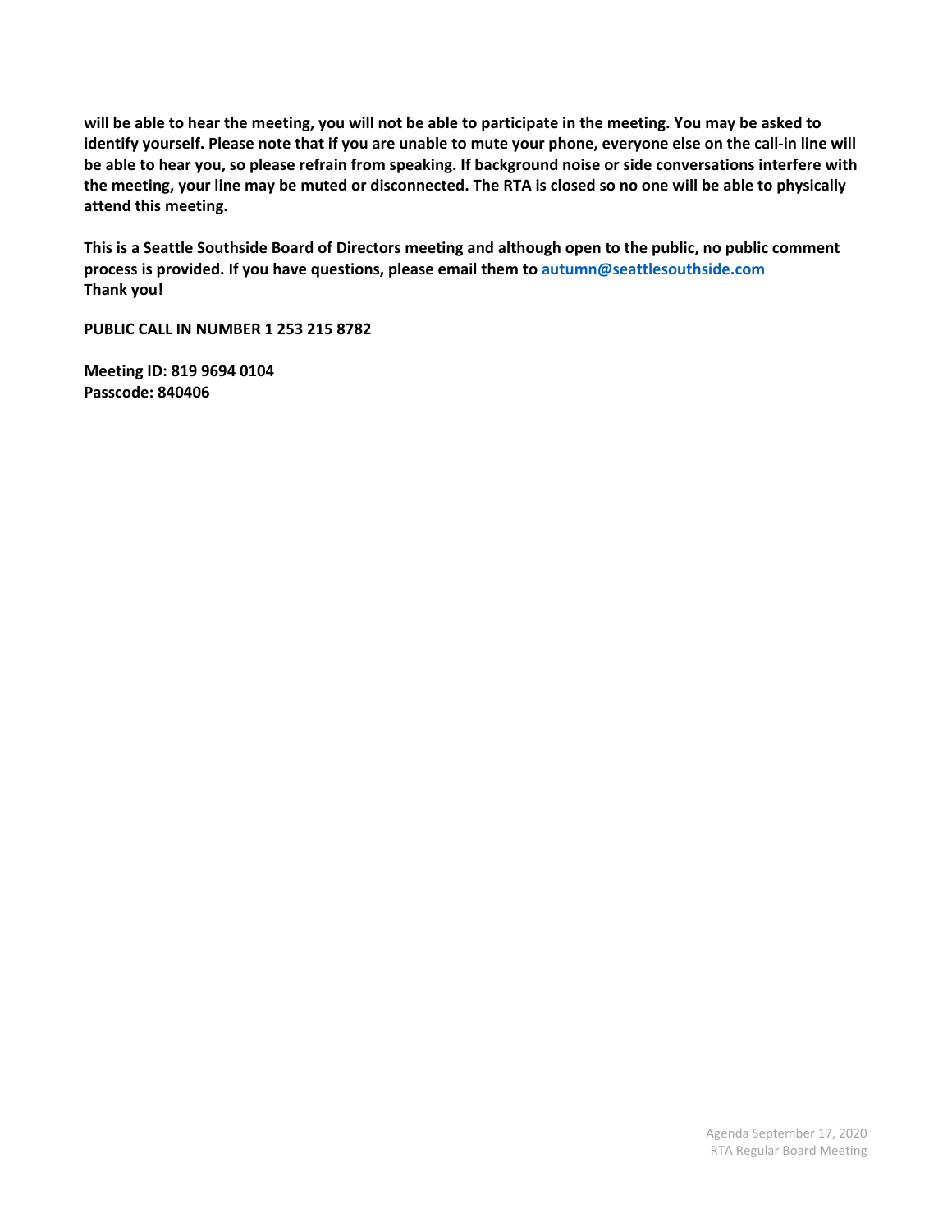**will be able to hear the meeting, you will not be able to participate in the meeting. You may be asked to identify yourself. Please note that if you are unable to mute your phone, everyone else on the call-in line will be able to hear you, so please refrain from speaking. If background noise or side conversations interfere with the meeting, your line may be muted or disconnected. The RTA is closed so no one will be able to physically attend this meeting.**

**This is a Seattle Southside Board of Directors meeting and although open to the public, no public comment process is provided. If you have questions, please email them to autumn@seattlesouthside.com**
**Thank you!**

**PUBLIC CALL IN NUMBER 1 253 215 8782**

**Meeting ID: 819 9694 0104**
**Passcode: 840406**